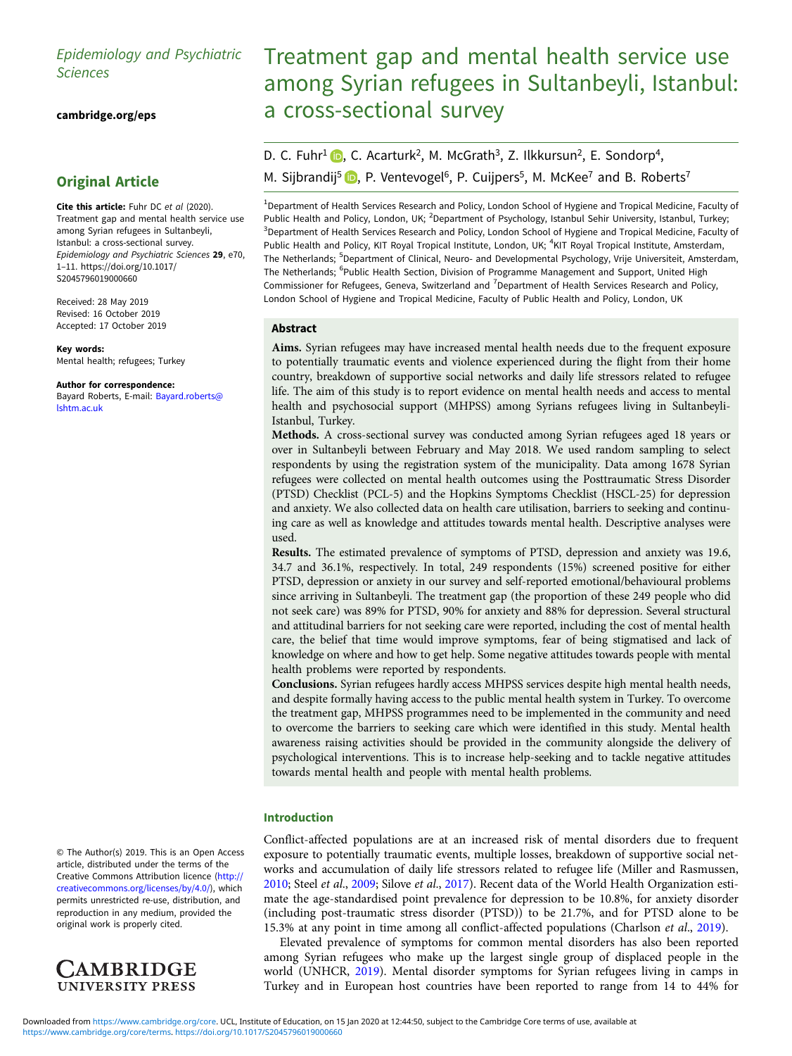Epidemiology and Psychiatric Sciences

cambridge.org/eps

## Original Article

**Cite this article:** Fuhr DC *et al* (2020). Treatment gap and mental health service use among Syrian refugees in Sultanbeyli, Istanbul: a cross-sectional survey. *Epidemiology and Psychiatric Sciences* **29**, e70, 1–11. https://doi.org/10.1017/S2045796019000660

Received: 28 May 2019
Revised: 16 October 2019
Accepted: 17 October 2019

**Key words:**
Mental health; refugees; Turkey

**Author for correspondence:**
Bayard Roberts, E-mail: Bayard.roberts@lshtm.ac.uk

© The Author(s) 2019. This is an Open Access article, distributed under the terms of the Creative Commons Attribution licence (http://creativecommons.org/licenses/by/4.0/), which permits unrestricted re-use, distribution, and reproduction in any medium, provided the original work is properly cited.

# Treatment gap and mental health service use among Syrian refugees in Sultanbeyli, Istanbul: a cross-sectional survey

D. C. Fuhr[1], C. Acarturk[2], M. McGrath[3], Z. Ilkkursun[2], E. Sondorp[4], M. Sijbrandij[5], P. Ventevogel[6], P. Cuijpers[5], M. McKee[7] and B. Roberts[7]

[1]Department of Health Services Research and Policy, London School of Hygiene and Tropical Medicine, Faculty of Public Health and Policy, London, UK; [2]Department of Psychology, Istanbul Sehir University, Istanbul, Turkey; [3]Department of Health Services Research and Policy, London School of Hygiene and Tropical Medicine, Faculty of Public Health and Policy, KIT Royal Tropical Institute, London, UK; [4]KIT Royal Tropical Institute, Amsterdam, The Netherlands; [5]Department of Clinical, Neuro- and Developmental Psychology, Vrije Universiteit, Amsterdam, The Netherlands; [6]Public Health Section, Division of Programme Management and Support, United High Commissioner for Refugees, Geneva, Switzerland and [7]Department of Health Services Research and Policy, London School of Hygiene and Tropical Medicine, Faculty of Public Health and Policy, London, UK

### Abstract

**Aims.** Syrian refugees may have increased mental health needs due to the frequent exposure to potentially traumatic events and violence experienced during the flight from their home country, breakdown of supportive social networks and daily life stressors related to refugee life. The aim of this study is to report evidence on mental health needs and access to mental health and psychosocial support (MHPSS) among Syrians refugees living in Sultanbeyli-Istanbul, Turkey.

**Methods.** A cross-sectional survey was conducted among Syrian refugees aged 18 years or over in Sultanbeyli between February and May 2018. We used random sampling to select respondents by using the registration system of the municipality. Data among 1678 Syrian refugees were collected on mental health outcomes using the Posttraumatic Stress Disorder (PTSD) Checklist (PCL-5) and the Hopkins Symptoms Checklist (HSCL-25) for depression and anxiety. We also collected data on health care utilisation, barriers to seeking and continuing care as well as knowledge and attitudes towards mental health. Descriptive analyses were used.

**Results.** The estimated prevalence of symptoms of PTSD, depression and anxiety was 19.6, 34.7 and 36.1%, respectively. In total, 249 respondents (15%) screened positive for either PTSD, depression or anxiety in our survey and self-reported emotional/behavioural problems since arriving in Sultanbeyli. The treatment gap (the proportion of these 249 people who did not seek care) was 89% for PTSD, 90% for anxiety and 88% for depression. Several structural and attitudinal barriers for not seeking care were reported, including the cost of mental health care, the belief that time would improve symptoms, fear of being stigmatised and lack of knowledge on where and how to get help. Some negative attitudes towards people with mental health problems were reported by respondents.

**Conclusions.** Syrian refugees hardly access MHPSS services despite high mental health needs, and despite formally having access to the public mental health system in Turkey. To overcome the treatment gap, MHPSS programmes need to be implemented in the community and need to overcome the barriers to seeking care which were identified in this study. Mental health awareness raising activities should be provided in the community alongside the delivery of psychological interventions. This is to increase help-seeking and to tackle negative attitudes towards mental health and people with mental health problems.

### Introduction

Conflict-affected populations are at an increased risk of mental disorders due to frequent exposure to potentially traumatic events, multiple losses, breakdown of supportive social networks and accumulation of daily life stressors related to refugee life (Miller and Rasmussen, 2010; Steel *et al*., 2009; Silove *et al*., 2017). Recent data of the World Health Organization estimate the age-standardised point prevalence for depression to be 10.8%, for anxiety disorder (including post-traumatic stress disorder (PTSD)) to be 21.7%, and for PTSD alone to be 15.3% at any point in time among all conflict-affected populations (Charlson *et al*., 2019).

Elevated prevalence of symptoms for common mental disorders has also been reported among Syrian refugees who make up the largest single group of displaced people in the world (UNHCR, 2019). Mental disorder symptoms for Syrian refugees living in camps in Turkey and in European host countries have been reported to range from 14 to 44% for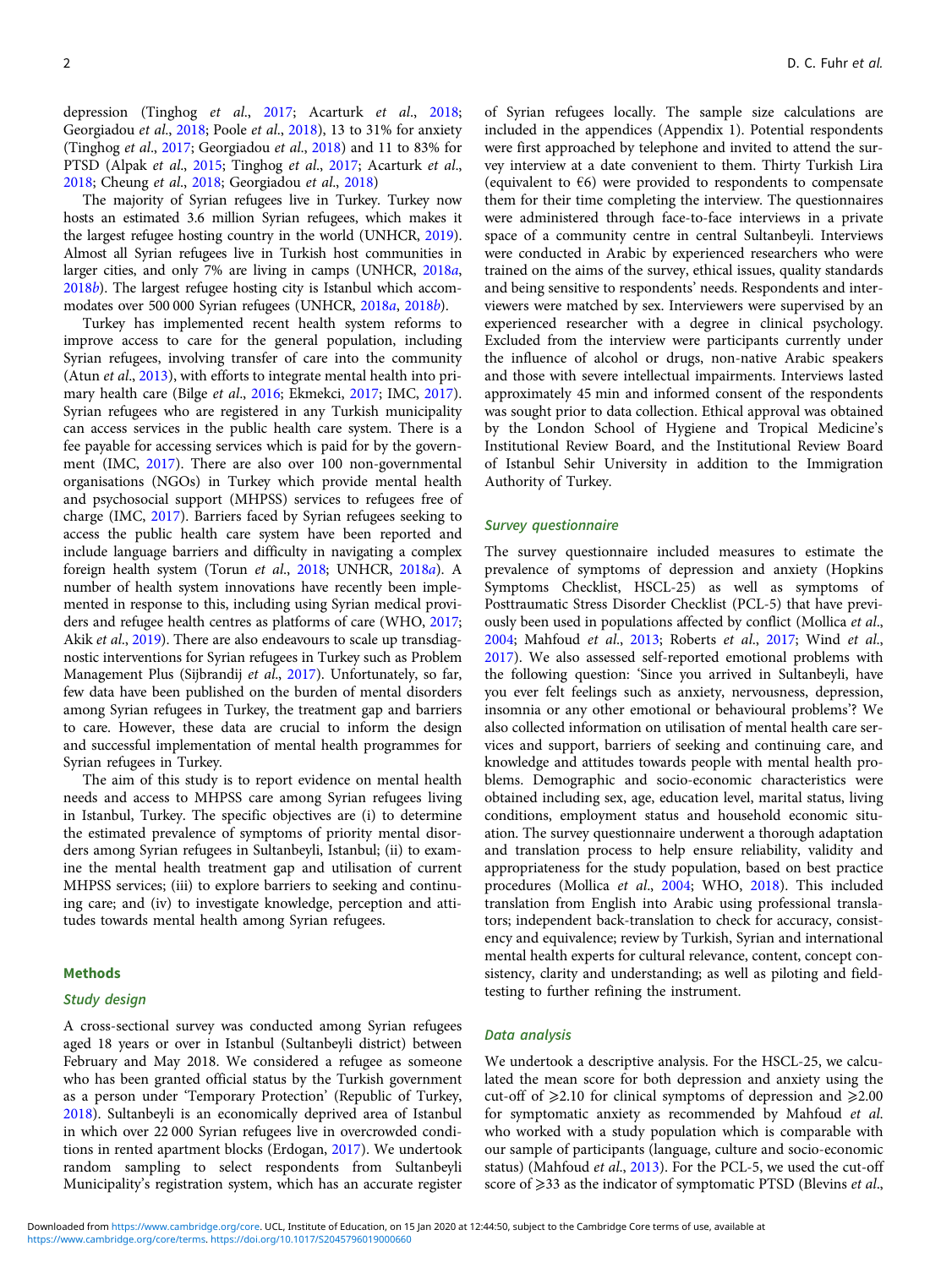depression (Tinghog *et al.*, 2017; Acarturk *et al.*, 2018; Georgiadou *et al.*, 2018; Poole *et al.*, 2018), 13 to 31% for anxiety (Tinghog *et al.*, 2017; Georgiadou *et al.*, 2018) and 11 to 83% for PTSD (Alpak *et al.*, 2015; Tinghog *et al.*, 2017; Acarturk *et al.*, 2018; Cheung *et al.*, 2018; Georgiadou *et al.*, 2018)

The majority of Syrian refugees live in Turkey. Turkey now hosts an estimated 3.6 million Syrian refugees, which makes it the largest refugee hosting country in the world (UNHCR, 2019). Almost all Syrian refugees live in Turkish host communities in larger cities, and only 7% are living in camps (UNHCR, 2018*a*, 2018*b*). The largest refugee hosting city is Istanbul which accommodates over 500 000 Syrian refugees (UNHCR, 2018*a*, 2018*b*).

Turkey has implemented recent health system reforms to improve access to care for the general population, including Syrian refugees, involving transfer of care into the community (Atun *et al.*, 2013), with efforts to integrate mental health into primary health care (Bilge *et al.*, 2016; Ekmekci, 2017; IMC, 2017). Syrian refugees who are registered in any Turkish municipality can access services in the public health care system. There is a fee payable for accessing services which is paid for by the government (IMC, 2017). There are also over 100 non-governmental organisations (NGOs) in Turkey which provide mental health and psychosocial support (MHPSS) services to refugees free of charge (IMC, 2017). Barriers faced by Syrian refugees seeking to access the public health care system have been reported and include language barriers and difficulty in navigating a complex foreign health system (Torun *et al.*, 2018; UNHCR, 2018*a*). A number of health system innovations have recently been implemented in response to this, including using Syrian medical providers and refugee health centres as platforms of care (WHO, 2017; Akik *et al.*, 2019). There are also endeavours to scale up transdiagnostic interventions for Syrian refugees in Turkey such as Problem Management Plus (Sijbrandij *et al.*, 2017). Unfortunately, so far, few data have been published on the burden of mental disorders among Syrian refugees in Turkey, the treatment gap and barriers to care. However, these data are crucial to inform the design and successful implementation of mental health programmes for Syrian refugees in Turkey.

The aim of this study is to report evidence on mental health needs and access to MHPSS care among Syrian refugees living in Istanbul, Turkey. The specific objectives are (i) to determine the estimated prevalence of symptoms of priority mental disorders among Syrian refugees in Sultanbeyli, Istanbul; (ii) to examine the mental health treatment gap and utilisation of current MHPSS services; (iii) to explore barriers to seeking and continuing care; and (iv) to investigate knowledge, perception and attitudes towards mental health among Syrian refugees.

## Methods

### Study design

A cross-sectional survey was conducted among Syrian refugees aged 18 years or over in Istanbul (Sultanbeyli district) between February and May 2018. We considered a refugee as someone who has been granted official status by the Turkish government as a person under 'Temporary Protection' (Republic of Turkey, 2018). Sultanbeyli is an economically deprived area of Istanbul in which over 22 000 Syrian refugees live in overcrowded conditions in rented apartment blocks (Erdogan, 2017). We undertook random sampling to select respondents from Sultanbeyli Municipality's registration system, which has an accurate register of Syrian refugees locally. The sample size calculations are included in the appendices (Appendix 1). Potential respondents were first approached by telephone and invited to attend the survey interview at a date convenient to them. Thirty Turkish Lira (equivalent to €6) were provided to respondents to compensate them for their time completing the interview. The questionnaires were administered through face-to-face interviews in a private space of a community centre in central Sultanbeyli. Interviews were conducted in Arabic by experienced researchers who were trained on the aims of the survey, ethical issues, quality standards and being sensitive to respondents' needs. Respondents and interviewers were matched by sex. Interviewers were supervised by an experienced researcher with a degree in clinical psychology. Excluded from the interview were participants currently under the influence of alcohol or drugs, non-native Arabic speakers and those with severe intellectual impairments. Interviews lasted approximately 45 min and informed consent of the respondents was sought prior to data collection. Ethical approval was obtained by the London School of Hygiene and Tropical Medicine's Institutional Review Board, and the Institutional Review Board of Istanbul Sehir University in addition to the Immigration Authority of Turkey.

### Survey questionnaire

The survey questionnaire included measures to estimate the prevalence of symptoms of depression and anxiety (Hopkins Symptoms Checklist, HSCL-25) as well as symptoms of Posttraumatic Stress Disorder Checklist (PCL-5) that have previously been used in populations affected by conflict (Mollica *et al.*, 2004; Mahfoud *et al.*, 2013; Roberts *et al.*, 2017; Wind *et al.*, 2017). We also assessed self-reported emotional problems with the following question: 'Since you arrived in Sultanbeyli, have you ever felt feelings such as anxiety, nervousness, depression, insomnia or any other emotional or behavioural problems'? We also collected information on utilisation of mental health care services and support, barriers of seeking and continuing care, and knowledge and attitudes towards people with mental health problems. Demographic and socio-economic characteristics were obtained including sex, age, education level, marital status, living conditions, employment status and household economic situation. The survey questionnaire underwent a thorough adaptation and translation process to help ensure reliability, validity and appropriateness for the study population, based on best practice procedures (Mollica *et al.*, 2004; WHO, 2018). This included translation from English into Arabic using professional translators; independent back-translation to check for accuracy, consistency and equivalence; review by Turkish, Syrian and international mental health experts for cultural relevance, content, concept consistency, clarity and understanding; as well as piloting and field-testing to further refining the instrument.

### Data analysis

We undertook a descriptive analysis. For the HSCL-25, we calculated the mean score for both depression and anxiety using the cut-off of ⩾2.10 for clinical symptoms of depression and ⩾2.00 for symptomatic anxiety as recommended by Mahfoud *et al.* who worked with a study population which is comparable with our sample of participants (language, culture and socio-economic status) (Mahfoud *et al.*, 2013). For the PCL-5, we used the cut-off score of ⩾33 as the indicator of symptomatic PTSD (Blevins *et al.*,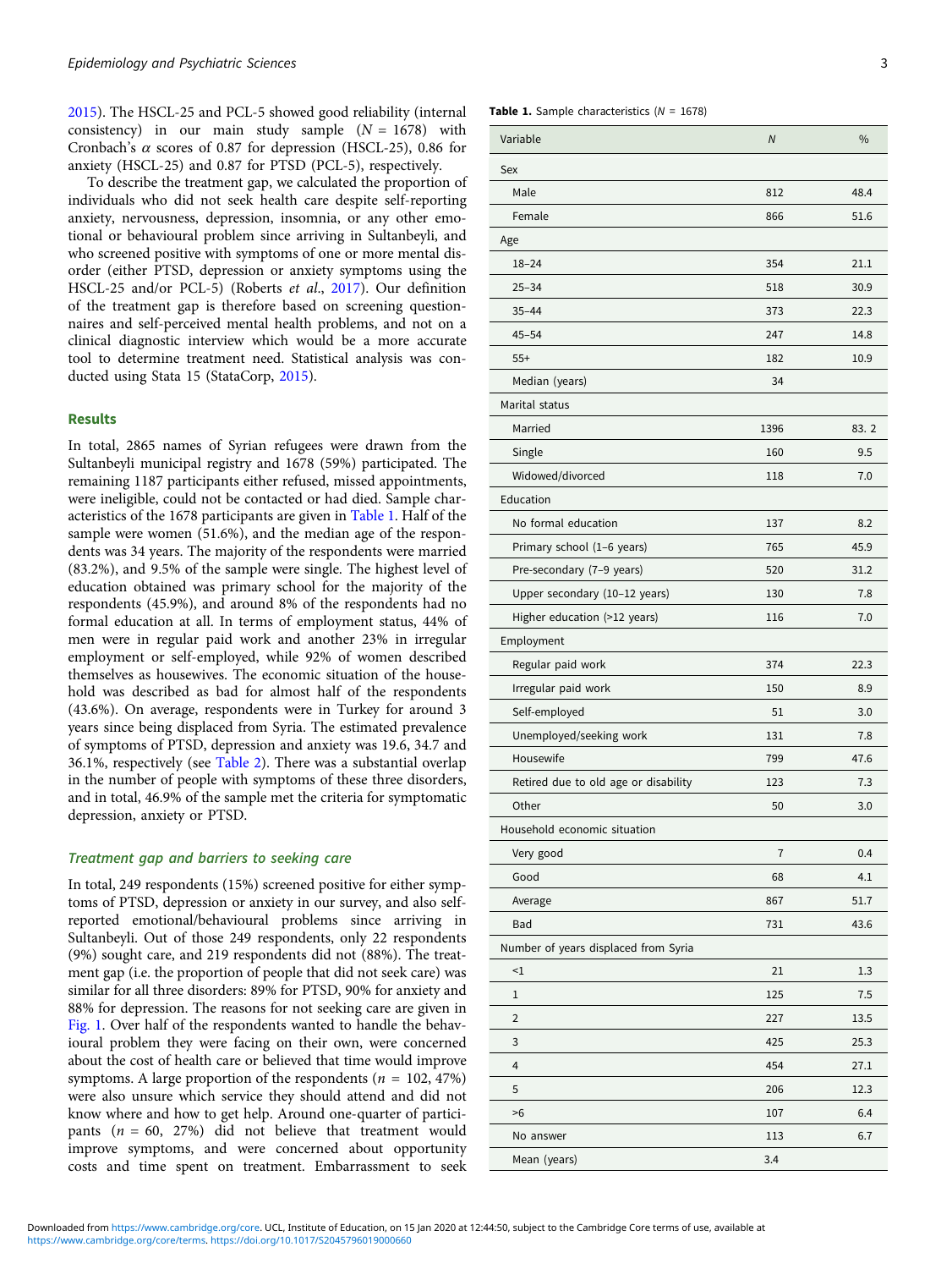2015). The HSCL-25 and PCL-5 showed good reliability (internal consistency) in our main study sample ($N$ = 1678) with Cronbach's $\alpha$ scores of 0.87 for depression (HSCL-25), 0.86 for anxiety (HSCL-25) and 0.87 for PTSD (PCL-5), respectively.

To describe the treatment gap, we calculated the proportion of individuals who did not seek health care despite self-reporting anxiety, nervousness, depression, insomnia, or any other emotional or behavioural problem since arriving in Sultanbeyli, and who screened positive with symptoms of one or more mental disorder (either PTSD, depression or anxiety symptoms using the HSCL-25 and/or PCL-5) (Roberts *et al.*, 2017). Our definition of the treatment gap is therefore based on screening questionnaires and self-perceived mental health problems, and not on a clinical diagnostic interview which would be a more accurate tool to determine treatment need. Statistical analysis was conducted using Stata 15 (StataCorp, 2015).

## Results

In total, 2865 names of Syrian refugees were drawn from the Sultanbeyli municipal registry and 1678 (59%) participated. The remaining 1187 participants either refused, missed appointments, were ineligible, could not be contacted or had died. Sample characteristics of the 1678 participants are given in Table 1. Half of the sample were women (51.6%), and the median age of the respondents was 34 years. The majority of the respondents were married (83.2%), and 9.5% of the sample were single. The highest level of education obtained was primary school for the majority of the respondents (45.9%), and around 8% of the respondents had no formal education at all. In terms of employment status, 44% of men were in regular paid work and another 23% in irregular employment or self-employed, while 92% of women described themselves as housewives. The economic situation of the household was described as bad for almost half of the respondents (43.6%). On average, respondents were in Turkey for around 3 years since being displaced from Syria. The estimated prevalence of symptoms of PTSD, depression and anxiety was 19.6, 34.7 and 36.1%, respectively (see Table 2). There was a substantial overlap in the number of people with symptoms of these three disorders, and in total, 46.9% of the sample met the criteria for symptomatic depression, anxiety or PTSD.

### *Treatment gap and barriers to seeking care*

In total, 249 respondents (15%) screened positive for either symptoms of PTSD, depression or anxiety in our survey, and also self-reported emotional/behavioural problems since arriving in Sultanbeyli. Out of those 249 respondents, only 22 respondents (9%) sought care, and 219 respondents did not (88%). The treatment gap (i.e. the proportion of people that did not seek care) was similar for all three disorders: 89% for PTSD, 90% for anxiety and 88% for depression. The reasons for not seeking care are given in Fig. 1. Over half of the respondents wanted to handle the behavioural problem they were facing on their own, were concerned about the cost of health care or believed that time would improve symptoms. A large proportion of the respondents ($n$ = 102, 47%) were also unsure which service they should attend and did not know where and how to get help. Around one-quarter of participants ($n$ = 60, 27%) did not believe that treatment would improve symptoms, and were concerned about opportunity costs and time spent on treatment. Embarrassment to seek

**Table 1.** Sample characteristics ($N$ = 1678)

| Variable | $N$ | % |
|---|---|---|
| Sex | | |
| Male | 812 | 48.4 |
| Female | 866 | 51.6 |
| Age | | |
| 18–24 | 354 | 21.1 |
| 25–34 | 518 | 30.9 |
| 35–44 | 373 | 22.3 |
| 45–54 | 247 | 14.8 |
| 55+ | 182 | 10.9 |
| Median (years) | 34 | |
| Marital status | | |
| Married | 1396 | 83. 2 |
| Single | 160 | 9.5 |
| Widowed/divorced | 118 | 7.0 |
| Education | | |
| No formal education | 137 | 8.2 |
| Primary school (1–6 years) | 765 | 45.9 |
| Pre-secondary (7–9 years) | 520 | 31.2 |
| Upper secondary (10–12 years) | 130 | 7.8 |
| Higher education (>12 years) | 116 | 7.0 |
| Employment | | |
| Regular paid work | 374 | 22.3 |
| Irregular paid work | 150 | 8.9 |
| Self-employed | 51 | 3.0 |
| Unemployed/seeking work | 131 | 7.8 |
| Housewife | 799 | 47.6 |
| Retired due to old age or disability | 123 | 7.3 |
| Other | 50 | 3.0 |
| Household economic situation | | |
| Very good | 7 | 0.4 |
| Good | 68 | 4.1 |
| Average | 867 | 51.7 |
| Bad | 731 | 43.6 |
| Number of years displaced from Syria | | |
| <1 | 21 | 1.3 |
| 1 | 125 | 7.5 |
| 2 | 227 | 13.5 |
| 3 | 425 | 25.3 |
| 4 | 454 | 27.1 |
| 5 | 206 | 12.3 |
| >6 | 107 | 6.4 |
| No answer | 113 | 6.7 |
| Mean (years) | 3.4 | |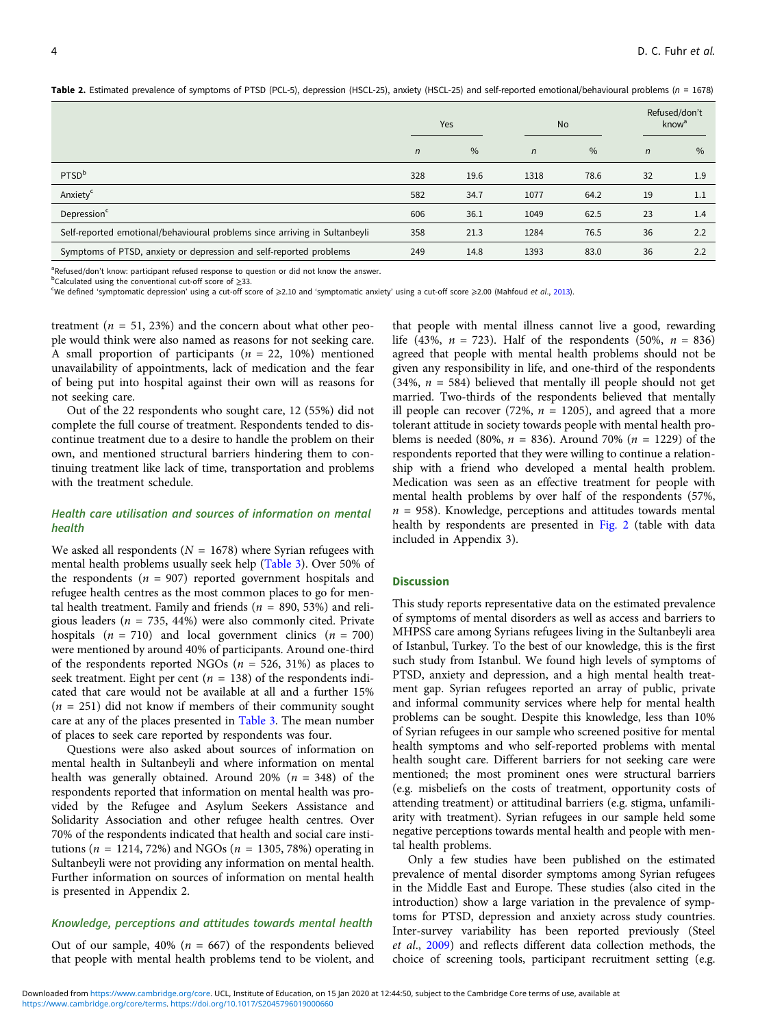**Table 2.** Estimated prevalence of symptoms of PTSD (PCL-5), depression (HSCL-25), anxiety (HSCL-25) and self-reported emotional/behavioural problems (*n* = 1678)

| | Yes | | No | | Refused/don't know[a] | |
|---|---|---|---|---|---|---|
| | *n* | % | *n* | % | *n* | % |
| PTSD[b] | 328 | 19.6 | 1318 | 78.6 | 32 | 1.9 |
| Anxiety[c] | 582 | 34.7 | 1077 | 64.2 | 19 | 1.1 |
| Depression[c] | 606 | 36.1 | 1049 | 62.5 | 23 | 1.4 |
| Self-reported emotional/behavioural problems since arriving in Sultanbeyli | 358 | 21.3 | 1284 | 76.5 | 36 | 2.2 |
| Symptoms of PTSD, anxiety or depression and self-reported problems | 249 | 14.8 | 1393 | 83.0 | 36 | 2.2 |

[a]Refused/don't know: participant refused response to question or did not know the answer.
[b]Calculated using the conventional cut-off score of ≥33.
[c]We defined 'symptomatic depression' using a cut-off score of ⩾2.10 and 'symptomatic anxiety' using a cut-off score ⩾2.00 (Mahfoud *et al.*, 2013).

treatment (*n* = 51, 23%) and the concern about what other people would think were also named as reasons for not seeking care. A small proportion of participants (*n* = 22, 10%) mentioned unavailability of appointments, lack of medication and the fear of being put into hospital against their own will as reasons for not seeking care.

Out of the 22 respondents who sought care, 12 (55%) did not complete the full course of treatment. Respondents tended to discontinue treatment due to a desire to handle the problem on their own, and mentioned structural barriers hindering them to continuing treatment like lack of time, transportation and problems with the treatment schedule.

### Health care utilisation and sources of information on mental health

We asked all respondents (*N* = 1678) where Syrian refugees with mental health problems usually seek help (Table 3). Over 50% of the respondents (*n* = 907) reported government hospitals and refugee health centres as the most common places to go for mental health treatment. Family and friends (*n* = 890, 53%) and religious leaders (*n* = 735, 44%) were also commonly cited. Private hospitals (*n* = 710) and local government clinics (*n* = 700) were mentioned by around 40% of participants. Around one-third of the respondents reported NGOs (*n* = 526, 31%) as places to seek treatment. Eight per cent (*n* = 138) of the respondents indicated that care would not be available at all and a further 15% (*n* = 251) did not know if members of their community sought care at any of the places presented in Table 3. The mean number of places to seek care reported by respondents was four.

Questions were also asked about sources of information on mental health in Sultanbeyli and where information on mental health was generally obtained. Around 20% (*n* = 348) of the respondents reported that information on mental health was provided by the Refugee and Asylum Seekers Assistance and Solidarity Association and other refugee health centres. Over 70% of the respondents indicated that health and social care institutions (*n* = 1214, 72%) and NGOs (*n* = 1305, 78%) operating in Sultanbeyli were not providing any information on mental health. Further information on sources of information on mental health is presented in Appendix 2.

### Knowledge, perceptions and attitudes towards mental health

Out of our sample, 40% (*n* = 667) of the respondents believed that people with mental health problems tend to be violent, and that people with mental illness cannot live a good, rewarding life (43%, *n* = 723). Half of the respondents (50%, *n* = 836) agreed that people with mental health problems should not be given any responsibility in life, and one-third of the respondents (34%, *n* = 584) believed that mentally ill people should not get married. Two-thirds of the respondents believed that mentally ill people can recover (72%, *n* = 1205), and agreed that a more tolerant attitude in society towards people with mental health problems is needed (80%, *n* = 836). Around 70% (*n* = 1229) of the respondents reported that they were willing to continue a relationship with a friend who developed a mental health problem. Medication was seen as an effective treatment for people with mental health problems by over half of the respondents (57%, *n* = 958). Knowledge, perceptions and attitudes towards mental health by respondents are presented in Fig. 2 (table with data included in Appendix 3).

## Discussion

This study reports representative data on the estimated prevalence of symptoms of mental disorders as well as access and barriers to MHPSS care among Syrians refugees living in the Sultanbeyli area of Istanbul, Turkey. To the best of our knowledge, this is the first such study from Istanbul. We found high levels of symptoms of PTSD, anxiety and depression, and a high mental health treatment gap. Syrian refugees reported an array of public, private and informal community services where help for mental health problems can be sought. Despite this knowledge, less than 10% of Syrian refugees in our sample who screened positive for mental health symptoms and who self-reported problems with mental health sought care. Different barriers for not seeking care were mentioned; the most prominent ones were structural barriers (e.g. misbeliefs on the costs of treatment, opportunity costs of attending treatment) or attitudinal barriers (e.g. stigma, unfamiliarity with treatment). Syrian refugees in our sample held some negative perceptions towards mental health and people with mental health problems.

Only a few studies have been published on the estimated prevalence of mental disorder symptoms among Syrian refugees in the Middle East and Europe. These studies (also cited in the introduction) show a large variation in the prevalence of symptoms for PTSD, depression and anxiety across study countries. Inter-survey variability has been reported previously (Steel *et al.*, 2009) and reflects different data collection methods, the choice of screening tools, participant recruitment setting (e.g.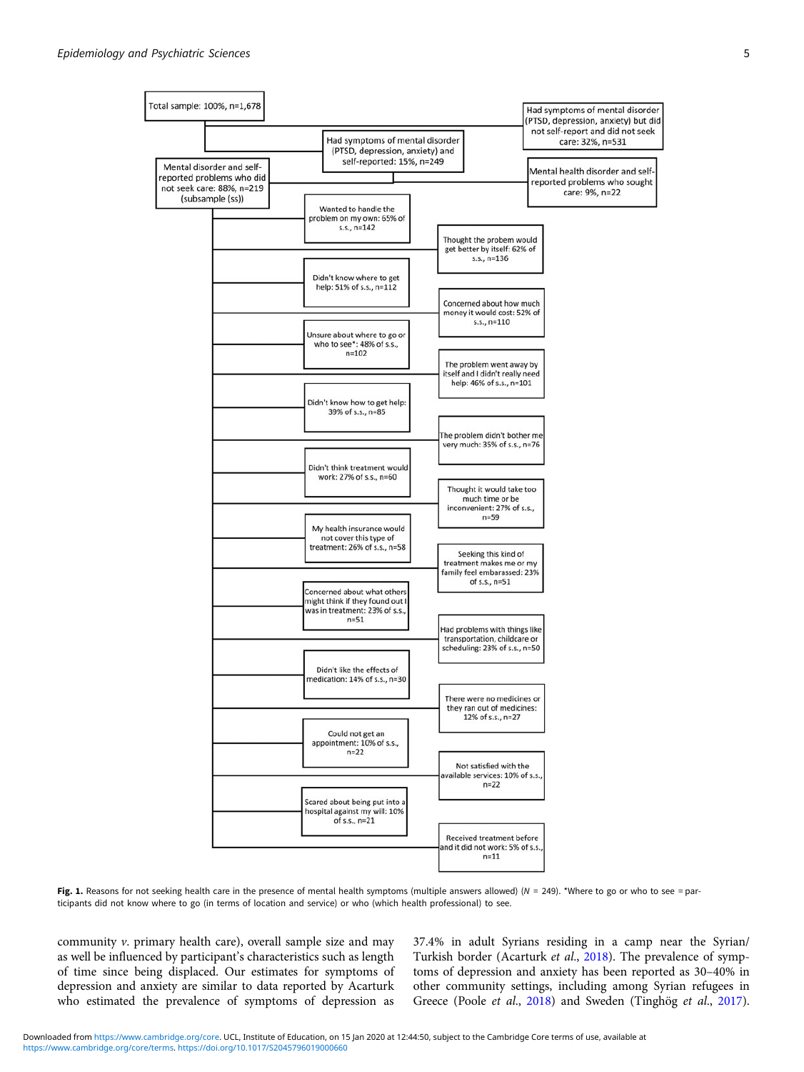Total sample: 100%, n=1,678

Had symptoms of mental disorder (PTSD, depression, anxiety) but did not self-report and did not seek care: 32%, n=531

Had symptoms of mental disorder (PTSD, depression, anxiety) and self-reported: 15%, n=249

Mental disorder and self-reported problems who did not seek care: 88%, n=219 (subsample (ss))

Mental health disorder and self-reported problems who sought care: 9%, n=22

- Wanted to handle the problem on my own: 65% of s.s., n=142
- Thought the probem would get better by itself: 62% of s.s., n=136
- Didn't know where to get help: 51% of s.s., n=112
- Concerned about how much money it would cost: 52% of s.s., n=110
- Unsure about where to go or who to see*: 48% of s.s., n=102
- The problem went away by itself and I didn't really need help: 46% of s.s., n=101
- Didn't know how to get help: 39% of s.s., n=85
- The problem didn't bother me very much: 35% of s.s., n=76
- Didn't think treatment would work: 27% of s.s., n=60
- Thought it would take too much time or be inconvenient: 27% of s.s., n=59
- My health insurance would not cover this type of treatment: 26% of s.s., n=58
- Seeking this kind of treatment makes me or my family feel embarassed: 23% of s.s., n=51
- Concerned about what others might think if they found out I was in treatment: 23% of s.s., n=51
- Had problems with things like transportation, childcare or scheduling: 23% of s.s., n=50
- Didn't like the effects of medication: 14% of s.s., n=30
- There were no medicines or they ran out of medicines: 12% of s.s., n=27
- Could not get an appointment: 10% of s.s., n=22
- Not satisfied with the available services: 10% of s.s., n=22
- Scared about being put into a hospital against my will: 10% of s.s., n=21
- Received treatment before and it did not work: 5% of s.s., n=11

**Fig. 1.** Reasons for not seeking health care in the presence of mental health symptoms (multiple answers allowed) ($N$ = 249). *Where to go or who to see = participants did not know where to go (in terms of location and service) or who (which health professional) to see.

community *v.* primary health care), overall sample size and may as well be influenced by participant's characteristics such as length of time since being displaced. Our estimates for symptoms of depression and anxiety are similar to data reported by Acarturk who estimated the prevalence of symptoms of depression as 37.4% in adult Syrians residing in a camp near the Syrian/Turkish border (Acarturk *et al.*, 2018). The prevalence of symptoms of depression and anxiety has been reported as 30–40% in other community settings, including among Syrian refugees in Greece (Poole *et al.*, 2018) and Sweden (Tinghög *et al.*, 2017).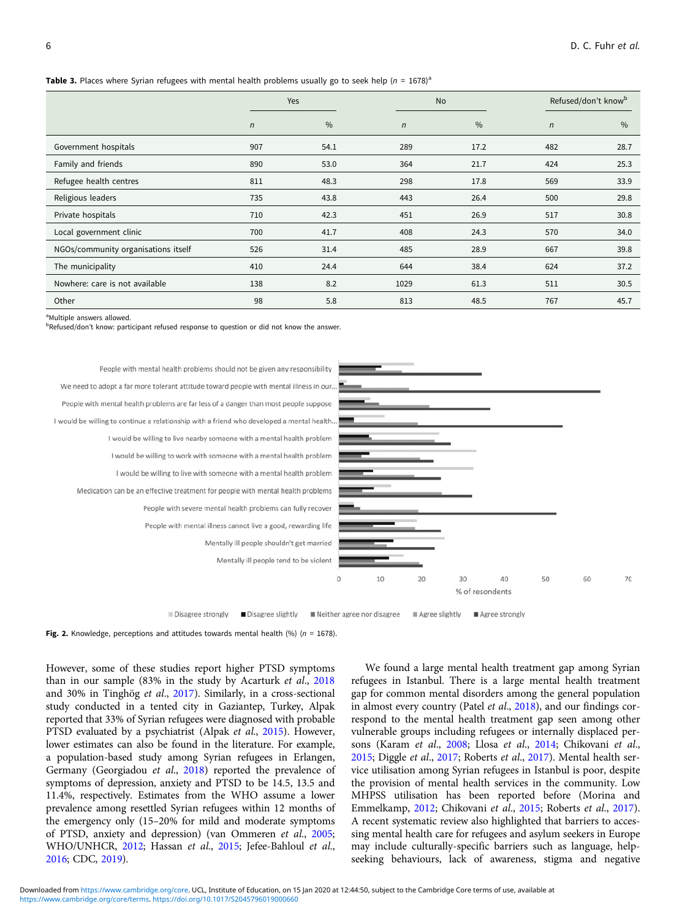**Table 3.** Places where Syrian refugees with mental health problems usually go to seek help (n = 1678)[a]

| | Yes | | No | | Refused/don't know[b] | |
|---|---|---|---|---|---|---|
| | n | % | n | % | n | % |
| Government hospitals | 907 | 54.1 | 289 | 17.2 | 482 | 28.7 |
| Family and friends | 890 | 53.0 | 364 | 21.7 | 424 | 25.3 |
| Refugee health centres | 811 | 48.3 | 298 | 17.8 | 569 | 33.9 |
| Religious leaders | 735 | 43.8 | 443 | 26.4 | 500 | 29.8 |
| Private hospitals | 710 | 42.3 | 451 | 26.9 | 517 | 30.8 |
| Local government clinic | 700 | 41.7 | 408 | 24.3 | 570 | 34.0 |
| NGOs/community organisations itself | 526 | 31.4 | 485 | 28.9 | 667 | 39.8 |
| The municipality | 410 | 24.4 | 644 | 38.4 | 624 | 37.2 |
| Nowhere: care is not available | 138 | 8.2 | 1029 | 61.3 | 511 | 30.5 |
| Other | 98 | 5.8 | 813 | 48.5 | 767 | 45.7 |

[a]Multiple answers allowed.
[b]Refused/don't know: participant refused response to question or did not know the answer.

**Fig. 2.** Knowledge, perceptions and attitudes towards mental health (%) (n = 1678).

However, some of these studies report higher PTSD symptoms than in our sample (83% in the study by Acarturk *et al.*, 2018 and 30% in Tinghög *et al.*, 2017). Similarly, in a cross-sectional study conducted in a tented city in Gaziantep, Turkey, Alpak reported that 33% of Syrian refugees were diagnosed with probable PTSD evaluated by a psychiatrist (Alpak *et al.*, 2015). However, lower estimates can also be found in the literature. For example, a population-based study among Syrian refugees in Erlangen, Germany (Georgiadou *et al.*, 2018) reported the prevalence of symptoms of depression, anxiety and PTSD to be 14.5, 13.5 and 11.4%, respectively. Estimates from the WHO assume a lower prevalence among resettled Syrian refugees within 12 months of the emergency only (15–20% for mild and moderate symptoms of PTSD, anxiety and depression) (van Ommeren *et al.*, 2005; WHO/UNHCR, 2012; Hassan *et al.*, 2015; Jefee-Bahloul *et al.*, 2016; CDC, 2019).

We found a large mental health treatment gap among Syrian refugees in Istanbul. There is a large mental health treatment gap for common mental disorders among the general population in almost every country (Patel *et al.*, 2018), and our findings correspond to the mental health treatment gap seen among other vulnerable groups including refugees or internally displaced persons (Karam *et al.*, 2008; Llosa *et al.*, 2014; Chikovani *et al.*, 2015; Diggle *et al.*, 2017; Roberts *et al.*, 2017). Mental health service utilisation among Syrian refugees in Istanbul is poor, despite the provision of mental health services in the community. Low MHPSS utilisation has been reported before (Morina and Emmelkamp, 2012; Chikovani *et al.*, 2015; Roberts *et al.*, 2017). A recent systematic review also highlighted that barriers to accessing mental health care for refugees and asylum seekers in Europe may include culturally-specific barriers such as language, help-seeking behaviours, lack of awareness, stigma and negative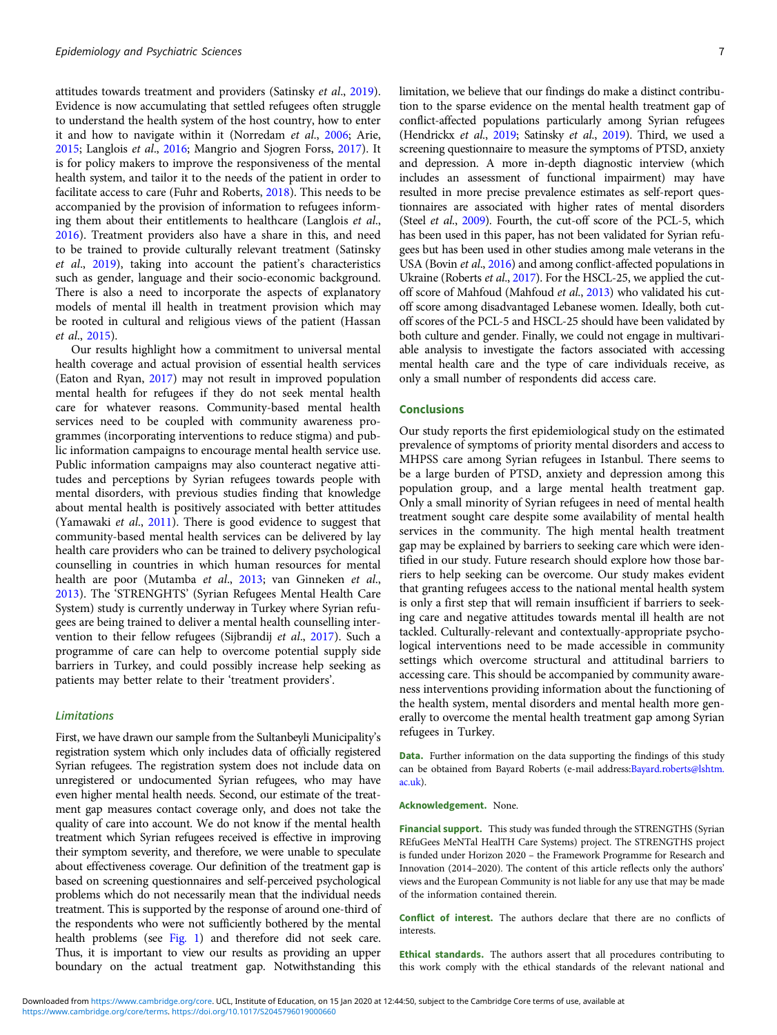attitudes towards treatment and providers (Satinsky *et al*., 2019). Evidence is now accumulating that settled refugees often struggle to understand the health system of the host country, how to enter it and how to navigate within it (Norredam *et al*., 2006; Arie, 2015; Langlois *et al*., 2016; Mangrio and Sjogren Forss, 2017). It is for policy makers to improve the responsiveness of the mental health system, and tailor it to the needs of the patient in order to facilitate access to care (Fuhr and Roberts, 2018). This needs to be accompanied by the provision of information to refugees informing them about their entitlements to healthcare (Langlois *et al*., 2016). Treatment providers also have a share in this, and need to be trained to provide culturally relevant treatment (Satinsky *et al*., 2019), taking into account the patient's characteristics such as gender, language and their socio-economic background. There is also a need to incorporate the aspects of explanatory models of mental ill health in treatment provision which may be rooted in cultural and religious views of the patient (Hassan *et al*., 2015).

Our results highlight how a commitment to universal mental health coverage and actual provision of essential health services (Eaton and Ryan, 2017) may not result in improved population mental health for refugees if they do not seek mental health care for whatever reasons. Community-based mental health services need to be coupled with community awareness programmes (incorporating interventions to reduce stigma) and public information campaigns to encourage mental health service use. Public information campaigns may also counteract negative attitudes and perceptions by Syrian refugees towards people with mental disorders, with previous studies finding that knowledge about mental health is positively associated with better attitudes (Yamawaki *et al*., 2011). There is good evidence to suggest that community-based mental health services can be delivered by lay health care providers who can be trained to delivery psychological counselling in countries in which human resources for mental health are poor (Mutamba *et al*., 2013; van Ginneken *et al*., 2013). The 'STRENGHTS' (Syrian Refugees Mental Health Care System) study is currently underway in Turkey where Syrian refugees are being trained to deliver a mental health counselling intervention to their fellow refugees (Sijbrandij *et al*., 2017). Such a programme of care can help to overcome potential supply side barriers in Turkey, and could possibly increase help seeking as patients may better relate to their 'treatment providers'.

### Limitations

First, we have drawn our sample from the Sultanbeyli Municipality's registration system which only includes data of officially registered Syrian refugees. The registration system does not include data on unregistered or undocumented Syrian refugees, who may have even higher mental health needs. Second, our estimate of the treatment gap measures contact coverage only, and does not take the quality of care into account. We do not know if the mental health treatment which Syrian refugees received is effective in improving their symptom severity, and therefore, we were unable to speculate about effectiveness coverage. Our definition of the treatment gap is based on screening questionnaires and self-perceived psychological problems which do not necessarily mean that the individual needs treatment. This is supported by the response of around one-third of the respondents who were not sufficiently bothered by the mental health problems (see Fig. 1) and therefore did not seek care. Thus, it is important to view our results as providing an upper boundary on the actual treatment gap. Notwithstanding this limitation, we believe that our findings do make a distinct contribution to the sparse evidence on the mental health treatment gap of conflict-affected populations particularly among Syrian refugees (Hendrickx *et al*., 2019; Satinsky *et al*., 2019). Third, we used a screening questionnaire to measure the symptoms of PTSD, anxiety and depression. A more in-depth diagnostic interview (which includes an assessment of functional impairment) may have resulted in more precise prevalence estimates as self-report questionnaires are associated with higher rates of mental disorders (Steel *et al*., 2009). Fourth, the cut-off score of the PCL-5, which has been used in this paper, has not been validated for Syrian refugees but has been used in other studies among male veterans in the USA (Bovin *et al*., 2016) and among conflict-affected populations in Ukraine (Roberts *et al*., 2017). For the HSCL-25, we applied the cut-off score of Mahfoud (Mahfoud *et al*., 2013) who validated his cut-off score among disadvantaged Lebanese women. Ideally, both cut-off scores of the PCL-5 and HSCL-25 should have been validated by both culture and gender. Finally, we could not engage in multivariable analysis to investigate the factors associated with accessing mental health care and the type of care individuals receive, as only a small number of respondents did access care.

## Conclusions

Our study reports the first epidemiological study on the estimated prevalence of symptoms of priority mental disorders and access to MHPSS care among Syrian refugees in Istanbul. There seems to be a large burden of PTSD, anxiety and depression among this population group, and a large mental health treatment gap. Only a small minority of Syrian refugees in need of mental health treatment sought care despite some availability of mental health services in the community. The high mental health treatment gap may be explained by barriers to seeking care which were identified in our study. Future research should explore how those barriers to help seeking can be overcome. Our study makes evident that granting refugees access to the national mental health system is only a first step that will remain insufficient if barriers to seeking care and negative attitudes towards mental ill health are not tackled. Culturally-relevant and contextually-appropriate psychological interventions need to be made accessible in community settings which overcome structural and attitudinal barriers to accessing care. This should be accompanied by community awareness interventions providing information about the functioning of the health system, mental disorders and mental health more generally to overcome the mental health treatment gap among Syrian refugees in Turkey.

**Data.** Further information on the data supporting the findings of this study can be obtained from Bayard Roberts (e-mail address:Bayard.roberts@lshtm.ac.uk).

**Acknowledgement.** None.

**Financial support.** This study was funded through the STRENGTHS (Syrian REfuGees MeNTal HealTH Care Systems) project. The STRENGTHS project is funded under Horizon 2020 – the Framework Programme for Research and Innovation (2014–2020). The content of this article reflects only the authors' views and the European Community is not liable for any use that may be made of the information contained therein.

**Conflict of interest.** The authors declare that there are no conflicts of interests.

**Ethical standards.** The authors assert that all procedures contributing to this work comply with the ethical standards of the relevant national and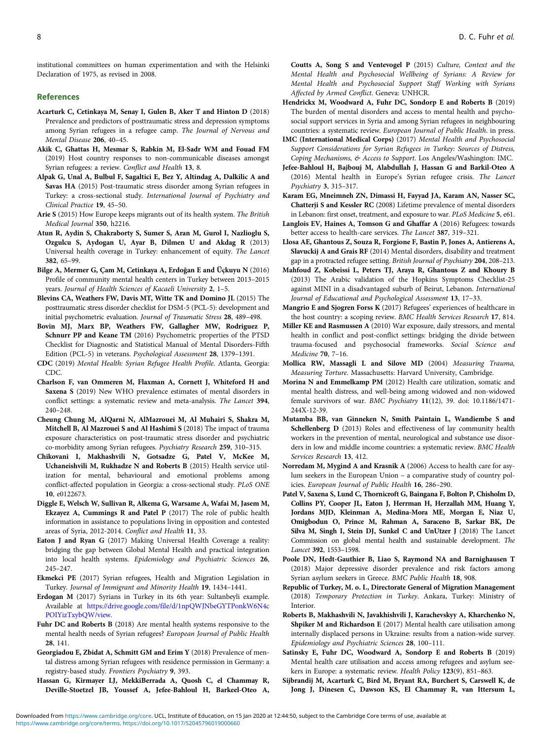institutional committees on human experimentation and with the Helsinki Declaration of 1975, as revised in 2008.

## References

**Acarturk C, Cetinkaya M, Senay I, Gulen B, Aker T and Hinton D** (2018) Prevalence and predictors of posttraumatic stress and depression symptoms among Syrian refugees in a refugee camp. *The Journal of Nervous and Mental Disease* **206**, 40–45.

**Akik C, Ghattas H, Mesmar S, Rabkin M, El-Sadr WM and Fouad FM** (2019) Host country responses to non-communicable diseases amongst Syrian refugees: a review. *Conflict and Health* **13**, 8.

**Alpak G, Unal A, Bulbul F, Sagaltici E, Bez Y, Altindag A, Dalkilic A and Savas HA** (2015) Post-traumatic stress disorder among Syrian refugees in Turkey: a cross-sectional study. *International Journal of Psychiatry and Clinical Practice* **19**, 45–50.

**Arie S** (2015) How Europe keeps migrants out of its health system. *The British Medical Journal* **350**, h2216.

**Atun R, Aydin S, Chakraborty S, Sumer S, Aran M, Gurol I, Nazlioglu S, Ozgulcu S, Aydogan U, Ayar B, Dilmen U and Akdag R** (2013) Universal health coverage in Turkey: enhancement of equity. *The Lancet* **382**, 65–99.

**Bilge A, Mermer G, Çam M, Cetinkaya A, Erdoğan E and Üçkuyu N** (2016) Profile of community mental health centers in Turkey between 2013–2015 years. *Journal of Health Sciences of Kacaeli University* **2**, 1–5.

**Blevins CA, Weathers FW, Davis MT, Witte TK and Domino JL** (2015) The posttraumatic stress disorder checklist for DSM-5 (PCL-5): development and initial psychometric evaluation. *Journal of Traumatic Stress* **28**, 489–498.

**Bovin MJ, Marx BP, Weathers FW, Gallagher MW, Rodriguez P, Schnurr PP and Keane TM** (2016) Psychometric properties of the PTSD Checklist for Diagnostic and Statistical Manual of Mental Disorders-Fifth Edition (PCL-5) in veterans. *Psychological Assessment* **28**, 1379–1391.

**CDC** (2019) *Mental Health: Syrian Refugee Health Profile*. Atlanta, Georgia: CDC.

**Charlson F, van Ommeren M, Flaxman A, Cornett J, Whiteford H and Saxena S** (2019) New WHO prevalence estimates of mental disorders in conflict settings: a systematic review and meta-analysis. *The Lancet* **394**, 240–248.

**Cheung Chung M, AlQarni N, AlMazrouei M, Al Muhairi S, Shakra M, Mitchell B, Al Mazrouei S and Al Hashimi S** (2018) The impact of trauma exposure characteristics on post-traumatic stress disorder and psychiatric co-morbidity among Syrian refugees. *Psychiatry Research* **259**, 310–315.

**Chikovani I, Makhashvili N, Gotsadze G, Patel V, McKee M, Uchaneishvili M, Rukhadze N and Roberts B** (2015) Health service utilization for mental, behavioural and emotional problems among conflict-affected population in Georgia: a cross-sectional study. *PLoS ONE* **10**, e0122673.

**Diggle E, Welsch W, Sullivan R, Alkema G, Warsame A, Wafai M, Jasem M, Ekzayez A, Cummings R and Patel P** (2017) The role of public health information in assistance to populations living in opposition and contested areas of Syria, 2012-2014. *Conflict and Health* **11**, 33.

**Eaton J and Ryan G** (2017) Making Universal Health Coverage a reality: bridging the gap between Global Mental Health and practical integration into local health systems. *Epidemiology and Psychiatric Sciences* **26**, 245–247.

**Ekmekci PE** (2017) Syrian refugees, Health and Migration Legislation in Turkey. *Journal of Immigrant and Minority Health* **19**, 1434–1441.

**Erdogan M** (2017) Syrians in Turkey in its 6th year: Sultanbeyli example. Available at https://drive.google.com/file/d/1npQWJNbeGYTPonkW6N4cPOIYizTxybQW/view.

**Fuhr DC and Roberts B** (2018) Are mental health systems responsive to the mental health needs of Syrian refugees? *European Journal of Public Health* **28**, 141.

**Georgiadou E, Zbidat A, Schmitt GM and Erim Y** (2018) Prevalence of mental distress among Syrian refugees with residence permission in Germany: a registry-based study. *Frontiers Psychiatry* **9**, 393.

**Hassan G, Kirmayer LJ, MekkiBerrada A, Quosh C, el Chammay R, Deville-Stoetzel JB, Youssef A, Jefee-Bahloul H, Barkeel-Oteo A, Coutts A, Song S and Ventevogel P** (2015) *Culture, Context and the Mental Health and Psychosocial Wellbeing of Syrians: A Review for Mental Health and Psychosocial Support Staff Working with Syrians Affected by Armed Conflict*. Geneva: UNHCR.

**Hendrickx M, Woodward A, Fuhr DC, Sondorp E and Roberts B** (2019) The burden of mental disorders and access to mental health and psychosocial support services in Syria and among Syrian refugees in neighbouring countries: a systematic review. *European Journal of Public Health*. in press.

**IMC (International Medical Corps)** (2017) *Mental Health and Psychosocial Support Considerations for Syrian Refugees in Turkey: Sources of Distress, Coping Mechanisms, & Access to Support*. Los Angeles/Washington: IMC.

**Jefee-Bahloul H, Bajbouj M, Alabdullah J, Hassan G and Barkil-Oteo A** (2016) Mental health in Europe's Syrian refugee crisis. *The Lancet Psychiatry* **3**, 315–317.

**Karam EG, Mneimneh ZN, Dimassi H, Fayyad JA, Karam AN, Nasser SC, Chatterji S and Kessler RC** (2008) Lifetime prevalence of mental disorders in Lebanon: first onset, treatment, and exposure to war. *PLoS Medicine* **5**, e61.

**Langlois EV, Haines A, Tomson G and Ghaffar A** (2016) Refugees: towards better access to health-care services. *The Lancet* **387**, 319–321.

**Llosa AE, Ghantous Z, Souza R, Forgione F, Bastin P, Jones A, Antierens A, Slavuckij A and Grais RF** (2014) Mental disorders, disability and treatment gap in a protracted refugee setting. *British Journal of Psychiatry* **204**, 208–213.

**Mahfoud Z, Kobeissi L, Peters TJ, Araya R, Ghantous Z and Khoury B** (2013) The Arabic validation of the Hopkins Symptoms Checklist-25 against MINI in a disadvantaged suburb of Beirut, Lebanon. *International Journal of Educational and Psychological Assessment* **13**, 17–33.

**Mangrio E and Sjogren Forss K** (2017) Refugees' experiences of healthcare in the host country: a scoping review. *BMC Health Services Research* **17**, 814.

**Miller KE and Rasmussen A** (2010) War exposure, daily stressors, and mental health in conflict and post-conflict settings: bridging the divide between trauma-focused and psychosocial frameworks. *Social Science and Medicine* **70**, 7–16.

**Mollica RW, Massagli L and Silove MD** (2004) *Measuring Trauma, Measuring Torture*. Massachusetts: Harvard University, Cambridge.

**Morina N and Emmelkamp PM** (2012) Health care utilization, somatic and mental health distress, and well-being among widowed and non-widowed female survivors of war. *BMC Psychiatry* **11**(12), 39. doi: 10.1186/1471-244X-12-39.

**Mutamba BB, van Ginneken N, Smith Paintain L, Wandiembe S and Schellenberg D** (2013) Roles and effectiveness of lay community health workers in the prevention of mental, neurological and substance use disorders in low and middle income countries: a systematic review. *BMC Health Services Research* **13**, 412.

**Norredam M, Mygind A and Krasnik A** (2006) Access to health care for asylum seekers in the European Union – a comparative study of country policies. *European Journal of Public Health* **16**, 286–290.

**Patel V, Saxena S, Lund C, Thornicroft G, Baingana F, Bolton P, Chisholm D, Collins PY, Cooper JL, Eaton J, Herrman H, Herzallah MM, Huang Y, Jordans MJD, Kleinman A, Medina-Mora ME, Morgan E, Niaz U, Omigbodun O, Prince M, Rahman A, Saraceno B, Sarkar BK, De Silva M, Singh I, Stein DJ, Sunkel C and UnUtzer J** (2018) The Lancet Commission on global mental health and sustainable development. *The Lancet* **392**, 1553–1598.

**Poole DN, Hedt-Gauthier B, Liao S, Raymond NA and Barnighausen T** (2018) Major depressive disorder prevalence and risk factors among Syrian asylum seekers in Greece. *BMC Public Health* **18**, 908.

**Republic of Turkey, M. o. I., Directorate General of Migration Management** (2018) *Temporary Protection in Turkey*. Ankara, Turkey: Ministry of Interior.

**Roberts B, Makhashvili N, Javakhishvili J, Karachevskyy A, Kharchenko N, Shpiker M and Richardson E** (2017) Mental health care utilisation among internally displaced persons in Ukraine: results from a nation-wide survey. *Epidemiology and Psychiatric Sciences* **28**, 100–111.

**Satinsky E, Fuhr DC, Woodward A, Sondorp E and Roberts B** (2019) Mental health care utilisation and access among refugees and asylum seekers in Europe: a systematic review. *Health Policy* **123**(9), 851–863.

**Sijbrandij M, Acarturk C, Bird M, Bryant RA, Burchert S, Carswell K, de Jong J, Dinesen C, Dawson KS, El Chammay R, van Ittersum L,**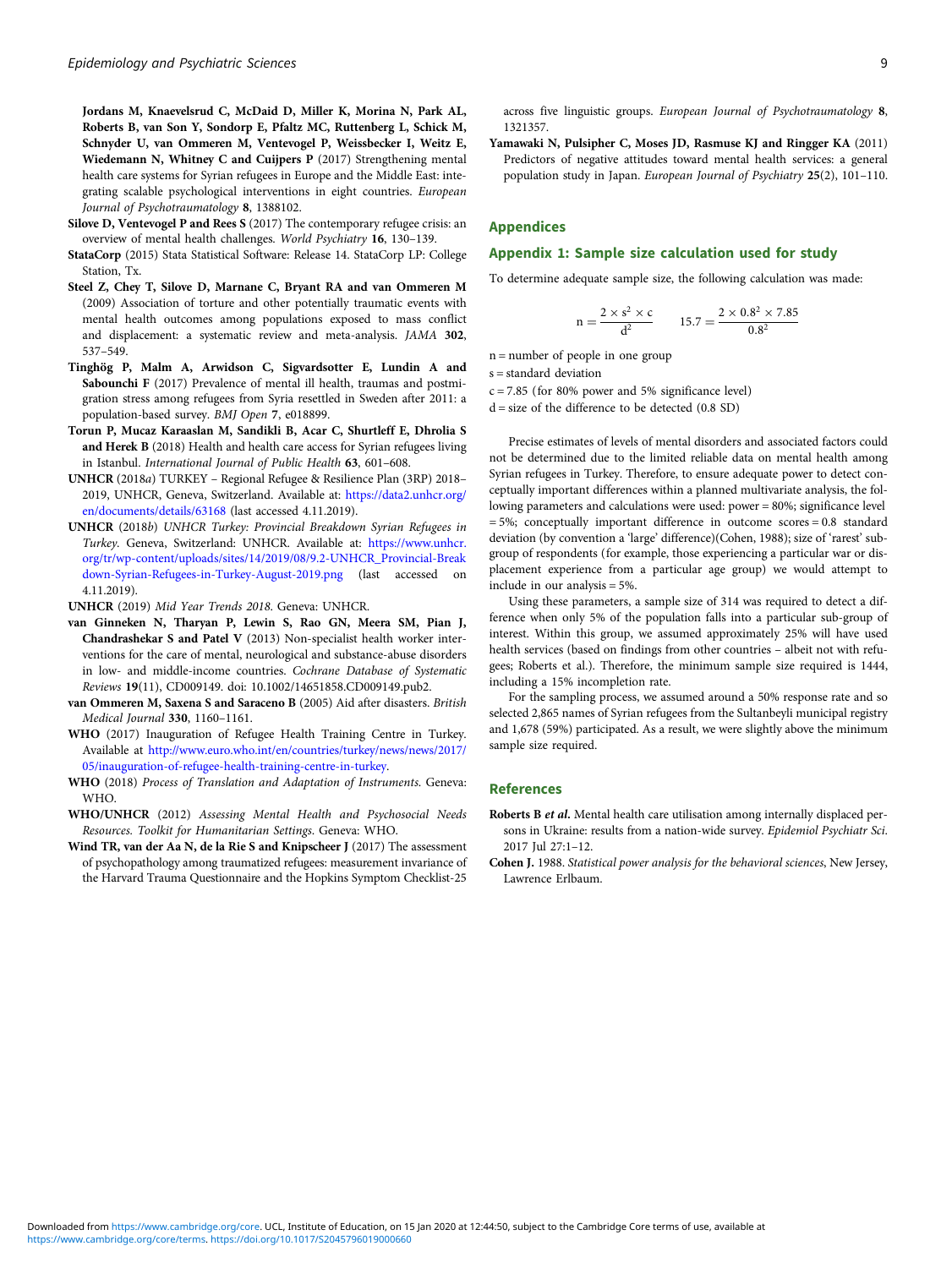**Jordans M, Knaevelsrud C, McDaid D, Miller K, Morina N, Park AL, Roberts B, van Son Y, Sondorp E, Pfaltz MC, Ruttenberg L, Schick M, Schnyder U, van Ommeren M, Ventevogel P, Weissbecker I, Weitz E, Wiedemann N, Whitney C and Cuijpers P** (2017) Strengthening mental health care systems for Syrian refugees in Europe and the Middle East: integrating scalable psychological interventions in eight countries. *European Journal of Psychotraumatology* **8**, 1388102.

**Silove D, Ventevogel P and Rees S** (2017) The contemporary refugee crisis: an overview of mental health challenges. *World Psychiatry* **16**, 130–139.

**StataCorp** (2015) Stata Statistical Software: Release 14. StataCorp LP: College Station, Tx.

**Steel Z, Chey T, Silove D, Marnane C, Bryant RA and van Ommeren M** (2009) Association of torture and other potentially traumatic events with mental health outcomes among populations exposed to mass conflict and displacement: a systematic review and meta-analysis. *JAMA* **302**, 537–549.

**Tinghög P, Malm A, Arwidson C, Sigvardsotter E, Lundin A and Saboun­chi F** (2017) Prevalence of mental ill health, traumas and postmigration stress among refugees from Syria resettled in Sweden after 2011: a population-based survey. *BMJ Open* **7**, e018899.

**Torun P, Mucaz Karaaslan M, Sandikli B, Acar C, Shurtleff E, Dhrolia S and Herek B** (2018) Health and health care access for Syrian refugees living in Istanbul. *International Journal of Public Health* **63**, 601–608.

**UNHCR** (2018*a*) TURKEY – Regional Refugee & Resilience Plan (3RP) 2018–2019, UNHCR, Geneva, Switzerland. Available at: https://data2.unhcr.org/en/documents/details/63168 (last accessed 4.11.2019).

**UNHCR** (2018*b*) *UNHCR Turkey: Provincial Breakdown Syrian Refugees in Turkey*. Geneva, Switzerland: UNHCR. Available at: https://www.unhcr.org/tr/wp-content/uploads/sites/14/2019/08/9.2-UNHCR_Provincial-Breakdown-Syrian-Refugees-in-Turkey-August-2019.png (last accessed on 4.11.2019).

**UNHCR** (2019) *Mid Year Trends 2018*. Geneva: UNHCR.

**van Ginneken N, Tharyan P, Lewin S, Rao GN, Meera SM, Pian J, Chandrashekar S and Patel V** (2013) Non-specialist health worker interventions for the care of mental, neurological and substance-abuse disorders in low- and middle-income countries. *Cochrane Database of Systematic Reviews* **19**(11), CD009149. doi: 10.1002/14651858.CD009149.pub2.

**van Ommeren M, Saxena S and Saraceno B** (2005) Aid after disasters. *British Medical Journal* **330**, 1160–1161.

**WHO** (2017) Inauguration of Refugee Health Training Centre in Turkey. Available at http://www.euro.who.int/en/countries/turkey/news/news/2017/05/inauguration-of-refugee-health-training-centre-in-turkey.

**WHO** (2018) *Process of Translation and Adaptation of Instruments*. Geneva: WHO.

**WHO/UNHCR** (2012) *Assessing Mental Health and Psychosocial Needs Resources. Toolkit for Humanitarian Settings*. Geneva: WHO.

**Wind TR, van der Aa N, de la Rie S and Knipscheer J** (2017) The assessment of psychopathology among traumatized refugees: measurement invariance of the Harvard Trauma Questionnaire and the Hopkins Symptom Checklist-25 across five linguistic groups. *European Journal of Psychotraumatology* **8**, 1321357.

**Yamawaki N, Pulsipher C, Moses JD, Rasmuse KJ and Ringger KA** (2011) Predictors of negative attitudes toward mental health services: a general population study in Japan. *European Journal of Psychiatry* **25**(2), 101–110.

## Appendices

### Appendix 1: Sample size calculation used for study

To determine adequate sample size, the following calculation was made:

$$n = \frac{2 \times s^2 \times c}{d^2} \qquad 15.7 = \frac{2 \times 0.8^2 \times 7.85}{0.8^2}$$

n = number of people in one group

s = standard deviation

c = 7.85 (for 80% power and 5% significance level)

d = size of the difference to be detected (0.8 SD)

Precise estimates of levels of mental disorders and associated factors could not be determined due to the limited reliable data on mental health among Syrian refugees in Turkey. Therefore, to ensure adequate power to detect conceptually important differences within a planned multivariate analysis, the following parameters and calculations were used: power = 80%; significance level = 5%; conceptually important difference in outcome scores = 0.8 standard deviation (by convention a 'large' difference)(Cohen, 1988); size of 'rarest' subgroup of respondents (for example, those experiencing a particular war or displacement experience from a particular age group) we would attempt to include in our analysis = 5%.

Using these parameters, a sample size of 314 was required to detect a difference when only 5% of the population falls into a particular sub-group of interest. Within this group, we assumed approximately 25% will have used health services (based on findings from other countries – albeit not with refugees; Roberts et al.). Therefore, the minimum sample size required is 1444, including a 15% incompletion rate.

For the sampling process, we assumed around a 50% response rate and so selected 2,865 names of Syrian refugees from the Sultanbeyli municipal registry and 1,678 (59%) participated. As a result, we were slightly above the minimum sample size required.

## References

**Roberts B *et al.*** Mental health care utilisation among internally displaced persons in Ukraine: results from a nation-wide survey. *Epidemiol Psychiatr Sci*. 2017 Jul 27:1–12.

**Cohen J.** 1988. *Statistical power analysis for the behavioral sciences*, New Jersey, Lawrence Erlbaum.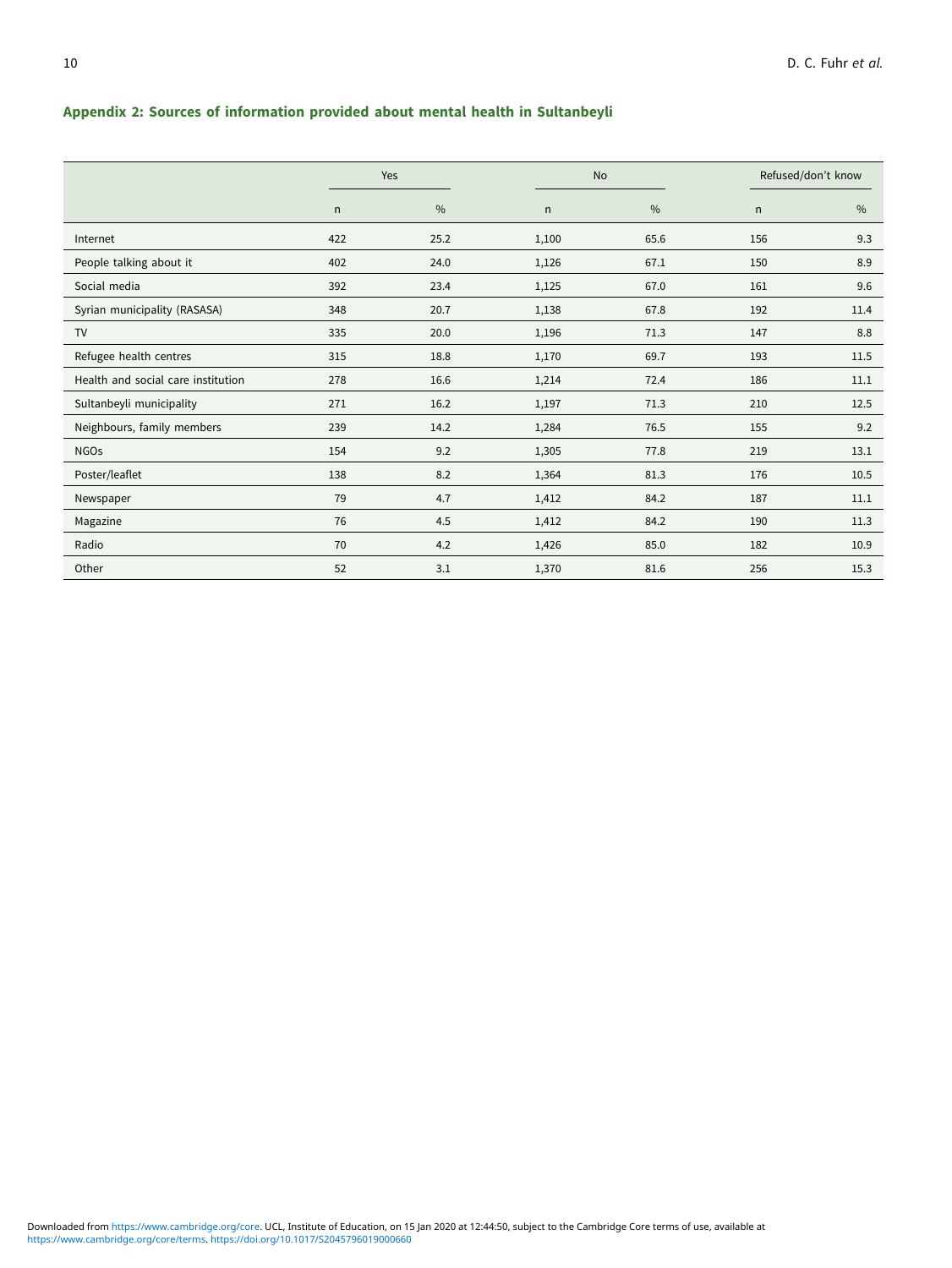## Appendix 2: Sources of information provided about mental health in Sultanbeyli

| | Yes | | No | | Refused/don't know | |
|---|---|---|---|---|---|---|
| | n | % | n | % | n | % |
| Internet | 422 | 25.2 | 1,100 | 65.6 | 156 | 9.3 |
| People talking about it | 402 | 24.0 | 1,126 | 67.1 | 150 | 8.9 |
| Social media | 392 | 23.4 | 1,125 | 67.0 | 161 | 9.6 |
| Syrian municipality (RASASA) | 348 | 20.7 | 1,138 | 67.8 | 192 | 11.4 |
| TV | 335 | 20.0 | 1,196 | 71.3 | 147 | 8.8 |
| Refugee health centres | 315 | 18.8 | 1,170 | 69.7 | 193 | 11.5 |
| Health and social care institution | 278 | 16.6 | 1,214 | 72.4 | 186 | 11.1 |
| Sultanbeyli municipality | 271 | 16.2 | 1,197 | 71.3 | 210 | 12.5 |
| Neighbours, family members | 239 | 14.2 | 1,284 | 76.5 | 155 | 9.2 |
| NGOs | 154 | 9.2 | 1,305 | 77.8 | 219 | 13.1 |
| Poster/leaflet | 138 | 8.2 | 1,364 | 81.3 | 176 | 10.5 |
| Newspaper | 79 | 4.7 | 1,412 | 84.2 | 187 | 11.1 |
| Magazine | 76 | 4.5 | 1,412 | 84.2 | 190 | 11.3 |
| Radio | 70 | 4.2 | 1,426 | 85.0 | 182 | 10.9 |
| Other | 52 | 3.1 | 1,370 | 81.6 | 256 | 15.3 |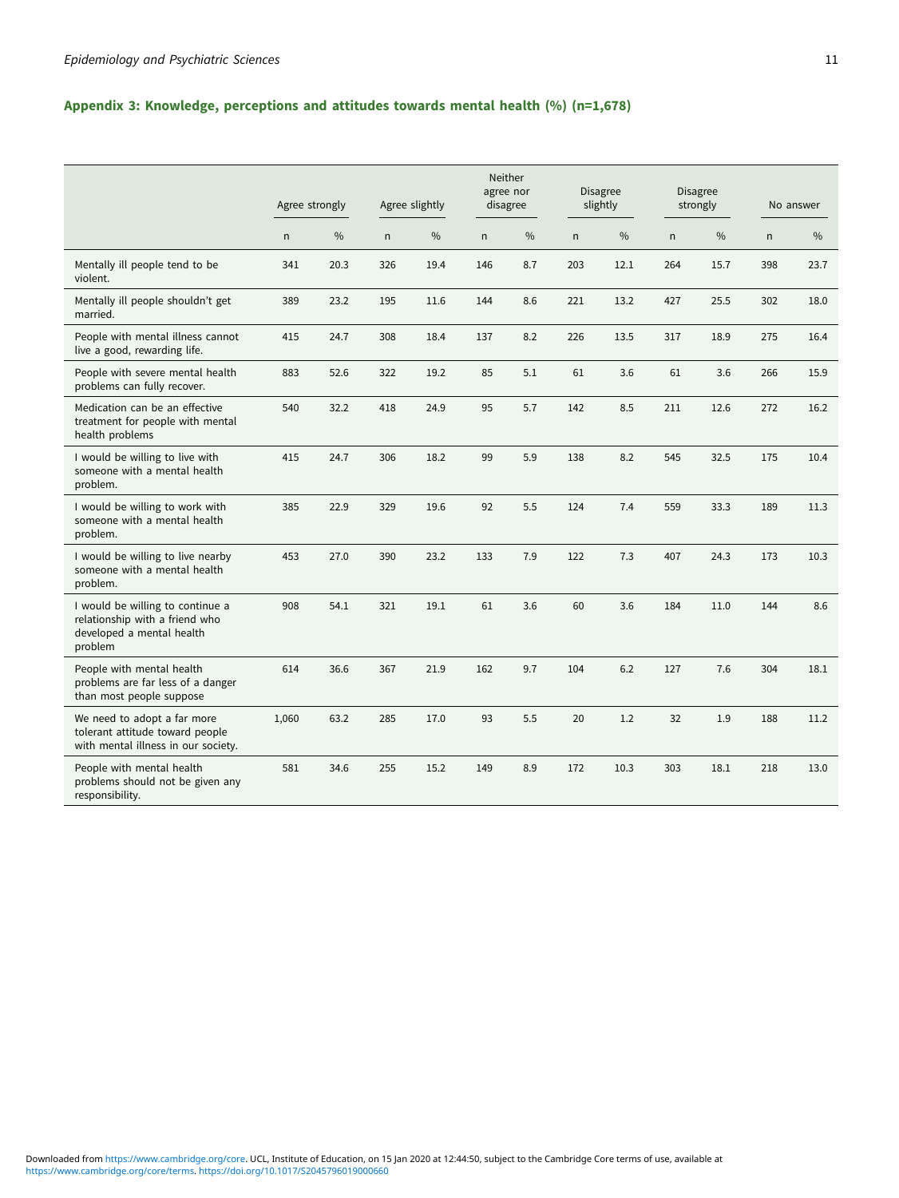### Appendix 3: Knowledge, perceptions and attitudes towards mental health (%) (n=1,678)

| | Agree strongly | | Agree slightly | | Neither agree nor disagree | | Disagree slightly | | Disagree strongly | | No answer | |
|---|---|---|---|---|---|---|---|---|---|---|---|---|
| | n | % | n | % | n | % | n | % | n | % | n | % |
| Mentally ill people tend to be violent. | 341 | 20.3 | 326 | 19.4 | 146 | 8.7 | 203 | 12.1 | 264 | 15.7 | 398 | 23.7 |
| Mentally ill people shouldn't get married. | 389 | 23.2 | 195 | 11.6 | 144 | 8.6 | 221 | 13.2 | 427 | 25.5 | 302 | 18.0 |
| People with mental illness cannot live a good, rewarding life. | 415 | 24.7 | 308 | 18.4 | 137 | 8.2 | 226 | 13.5 | 317 | 18.9 | 275 | 16.4 |
| People with severe mental health problems can fully recover. | 883 | 52.6 | 322 | 19.2 | 85 | 5.1 | 61 | 3.6 | 61 | 3.6 | 266 | 15.9 |
| Medication can be an effective treatment for people with mental health problems | 540 | 32.2 | 418 | 24.9 | 95 | 5.7 | 142 | 8.5 | 211 | 12.6 | 272 | 16.2 |
| I would be willing to live with someone with a mental health problem. | 415 | 24.7 | 306 | 18.2 | 99 | 5.9 | 138 | 8.2 | 545 | 32.5 | 175 | 10.4 |
| I would be willing to work with someone with a mental health problem. | 385 | 22.9 | 329 | 19.6 | 92 | 5.5 | 124 | 7.4 | 559 | 33.3 | 189 | 11.3 |
| I would be willing to live nearby someone with a mental health problem. | 453 | 27.0 | 390 | 23.2 | 133 | 7.9 | 122 | 7.3 | 407 | 24.3 | 173 | 10.3 |
| I would be willing to continue a relationship with a friend who developed a mental health problem | 908 | 54.1 | 321 | 19.1 | 61 | 3.6 | 60 | 3.6 | 184 | 11.0 | 144 | 8.6 |
| People with mental health problems are far less of a danger than most people suppose | 614 | 36.6 | 367 | 21.9 | 162 | 9.7 | 104 | 6.2 | 127 | 7.6 | 304 | 18.1 |
| We need to adopt a far more tolerant attitude toward people with mental illness in our society. | 1,060 | 63.2 | 285 | 17.0 | 93 | 5.5 | 20 | 1.2 | 32 | 1.9 | 188 | 11.2 |
| People with mental health problems should not be given any responsibility. | 581 | 34.6 | 255 | 15.2 | 149 | 8.9 | 172 | 10.3 | 303 | 18.1 | 218 | 13.0 |